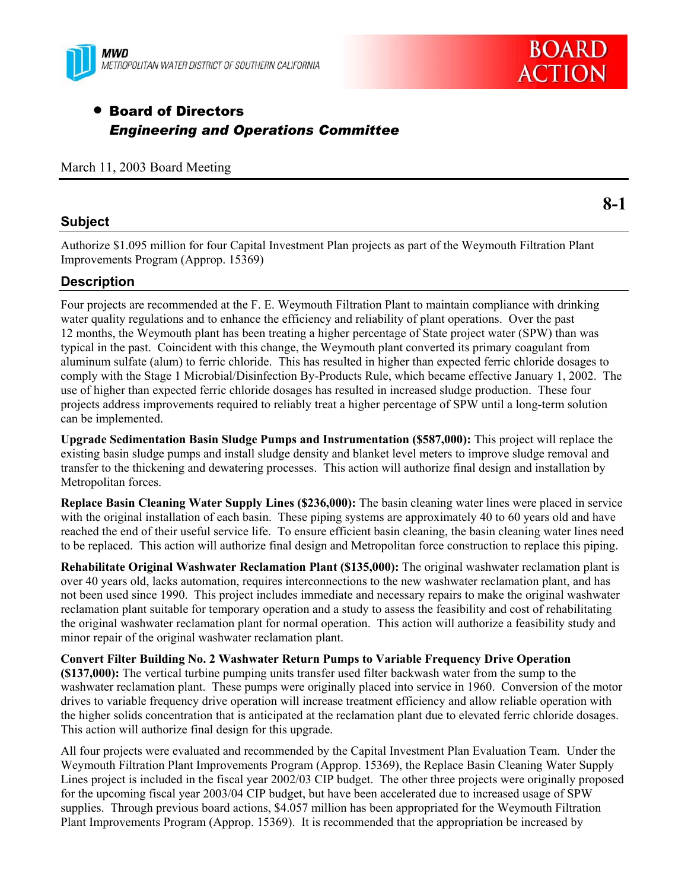MWD
METROPOLITAN WATER DISTRICT OF SOUTHERN CALIFORNIA

BOARD ACTION

- **Board of Directors**
  ***Engineering and Operations Committee***

March 11, 2003 Board Meeting

**8-1**

## Subject

Authorize $1.095 million for four Capital Investment Plan projects as part of the Weymouth Filtration Plant Improvements Program (Approp. 15369)

## Description

Four projects are recommended at the F. E. Weymouth Filtration Plant to maintain compliance with drinking water quality regulations and to enhance the efficiency and reliability of plant operations. Over the past 12 months, the Weymouth plant has been treating a higher percentage of State project water (SPW) than was typical in the past. Coincident with this change, the Weymouth plant converted its primary coagulant from aluminum sulfate (alum) to ferric chloride. This has resulted in higher than expected ferric chloride dosages to comply with the Stage 1 Microbial/Disinfection By-Products Rule, which became effective January 1, 2002. The use of higher than expected ferric chloride dosages has resulted in increased sludge production. These four projects address improvements required to reliably treat a higher percentage of SPW until a long-term solution can be implemented.

**Upgrade Sedimentation Basin Sludge Pumps and Instrumentation ($587,000):** This project will replace the existing basin sludge pumps and install sludge density and blanket level meters to improve sludge removal and transfer to the thickening and dewatering processes. This action will authorize final design and installation by Metropolitan forces.

**Replace Basin Cleaning Water Supply Lines ($236,000):** The basin cleaning water lines were placed in service with the original installation of each basin. These piping systems are approximately 40 to 60 years old and have reached the end of their useful service life. To ensure efficient basin cleaning, the basin cleaning water lines need to be replaced. This action will authorize final design and Metropolitan force construction to replace this piping.

**Rehabilitate Original Washwater Reclamation Plant ($135,000):** The original washwater reclamation plant is over 40 years old, lacks automation, requires interconnections to the new washwater reclamation plant, and has not been used since 1990. This project includes immediate and necessary repairs to make the original washwater reclamation plant suitable for temporary operation and a study to assess the feasibility and cost of rehabilitating the original washwater reclamation plant for normal operation. This action will authorize a feasibility study and minor repair of the original washwater reclamation plant.

**Convert Filter Building No. 2 Washwater Return Pumps to Variable Frequency Drive Operation ($137,000):** The vertical turbine pumping units transfer used filter backwash water from the sump to the washwater reclamation plant. These pumps were originally placed into service in 1960. Conversion of the motor drives to variable frequency drive operation will increase treatment efficiency and allow reliable operation with the higher solids concentration that is anticipated at the reclamation plant due to elevated ferric chloride dosages. This action will authorize final design for this upgrade.

All four projects were evaluated and recommended by the Capital Investment Plan Evaluation Team. Under the Weymouth Filtration Plant Improvements Program (Approp. 15369), the Replace Basin Cleaning Water Supply Lines project is included in the fiscal year 2002/03 CIP budget. The other three projects were originally proposed for the upcoming fiscal year 2003/04 CIP budget, but have been accelerated due to increased usage of SPW supplies. Through previous board actions, $4.057 million has been appropriated for the Weymouth Filtration Plant Improvements Program (Approp. 15369). It is recommended that the appropriation be increased by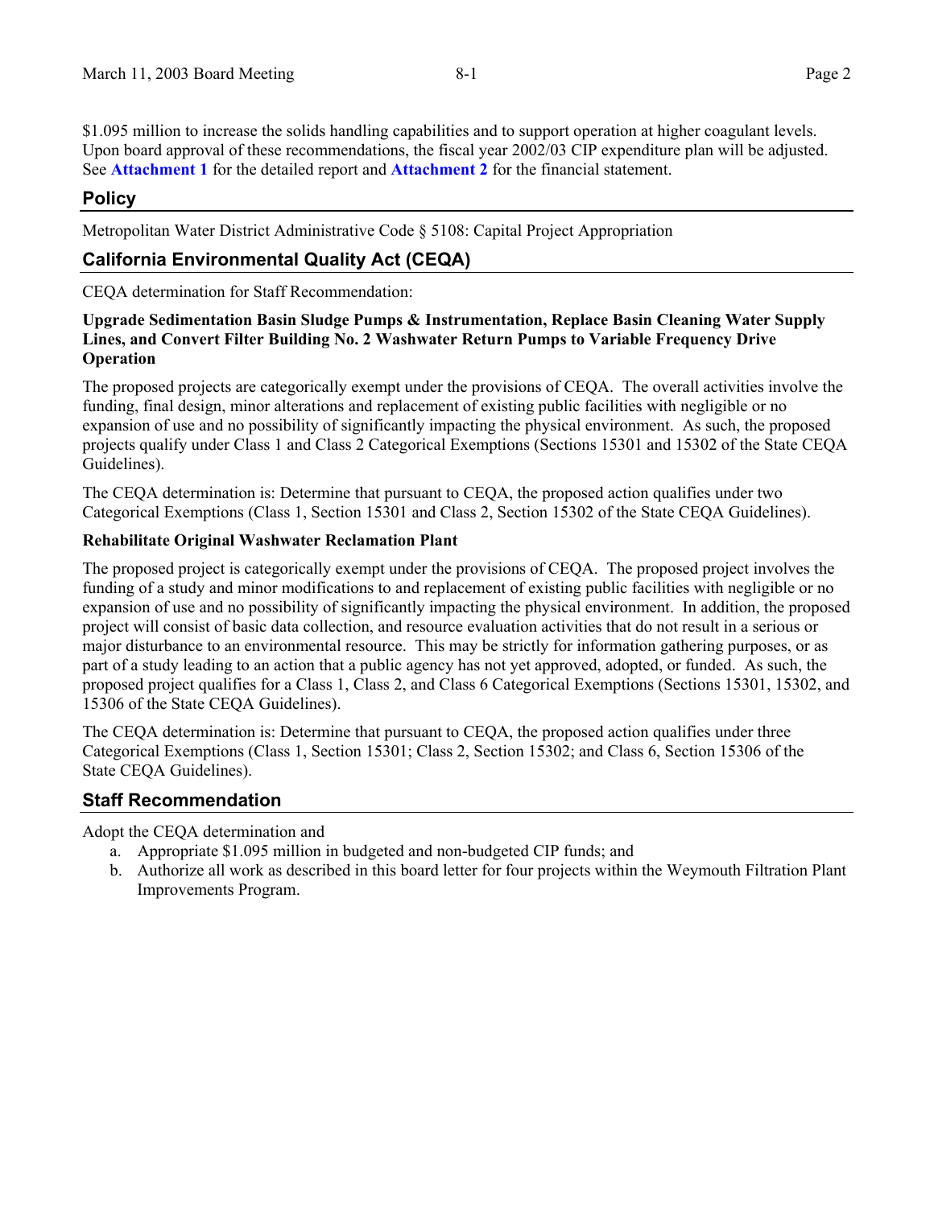$1.095 million to increase the solids handling capabilities and to support operation at higher coagulant levels. Upon board approval of these recommendations, the fiscal year 2002/03 CIP expenditure plan will be adjusted. See **Attachment 1** for the detailed report and **Attachment 2** for the financial statement.

## Policy

Metropolitan Water District Administrative Code § 5108: Capital Project Appropriation

## California Environmental Quality Act (CEQA)

CEQA determination for Staff Recommendation:

**Upgrade Sedimentation Basin Sludge Pumps & Instrumentation, Replace Basin Cleaning Water Supply Lines, and Convert Filter Building No. 2 Washwater Return Pumps to Variable Frequency Drive Operation**

The proposed projects are categorically exempt under the provisions of CEQA. The overall activities involve the funding, final design, minor alterations and replacement of existing public facilities with negligible or no expansion of use and no possibility of significantly impacting the physical environment. As such, the proposed projects qualify under Class 1 and Class 2 Categorical Exemptions (Sections 15301 and 15302 of the State CEQA Guidelines).

The CEQA determination is: Determine that pursuant to CEQA, the proposed action qualifies under two Categorical Exemptions (Class 1, Section 15301 and Class 2, Section 15302 of the State CEQA Guidelines).

**Rehabilitate Original Washwater Reclamation Plant**

The proposed project is categorically exempt under the provisions of CEQA. The proposed project involves the funding of a study and minor modifications to and replacement of existing public facilities with negligible or no expansion of use and no possibility of significantly impacting the physical environment. In addition, the proposed project will consist of basic data collection, and resource evaluation activities that do not result in a serious or major disturbance to an environmental resource. This may be strictly for information gathering purposes, or as part of a study leading to an action that a public agency has not yet approved, adopted, or funded. As such, the proposed project qualifies for a Class 1, Class 2, and Class 6 Categorical Exemptions (Sections 15301, 15302, and 15306 of the State CEQA Guidelines).

The CEQA determination is: Determine that pursuant to CEQA, the proposed action qualifies under three Categorical Exemptions (Class 1, Section 15301; Class 2, Section 15302; and Class 6, Section 15306 of the State CEQA Guidelines).

## Staff Recommendation

Adopt the CEQA determination and

a. Appropriate $1.095 million in budgeted and non-budgeted CIP funds; and
b. Authorize all work as described in this board letter for four projects within the Weymouth Filtration Plant Improvements Program.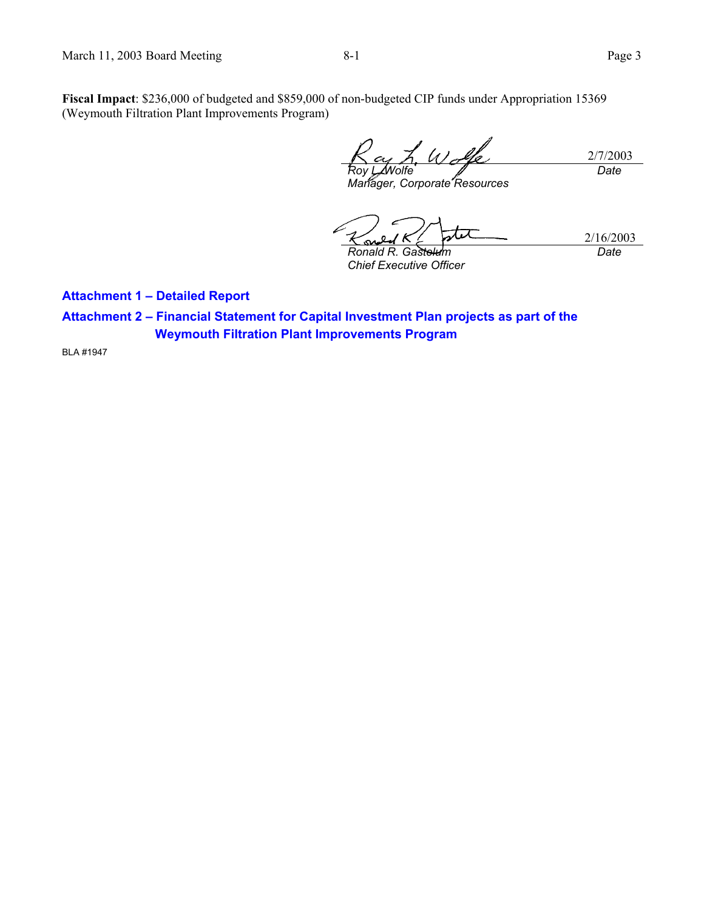**Fiscal Impact**: $236,000 of budgeted and $859,000 of non-budgeted CIP funds under Appropriation 15369 (Weymouth Filtration Plant Improvements Program)

| | |
|---|---|
| *Roy L. Wolfe* | 2/7/2003 |
| *Manager, Corporate Resources* | *Date* |

| | |
|---|---|
| *Ronald R. Gastelum* | 2/16/2003 |
| *Chief Executive Officer* | *Date* |

**Attachment 1 – Detailed Report**

**Attachment 2 – Financial Statement for Capital Investment Plan projects as part of the Weymouth Filtration Plant Improvements Program**

BLA #1947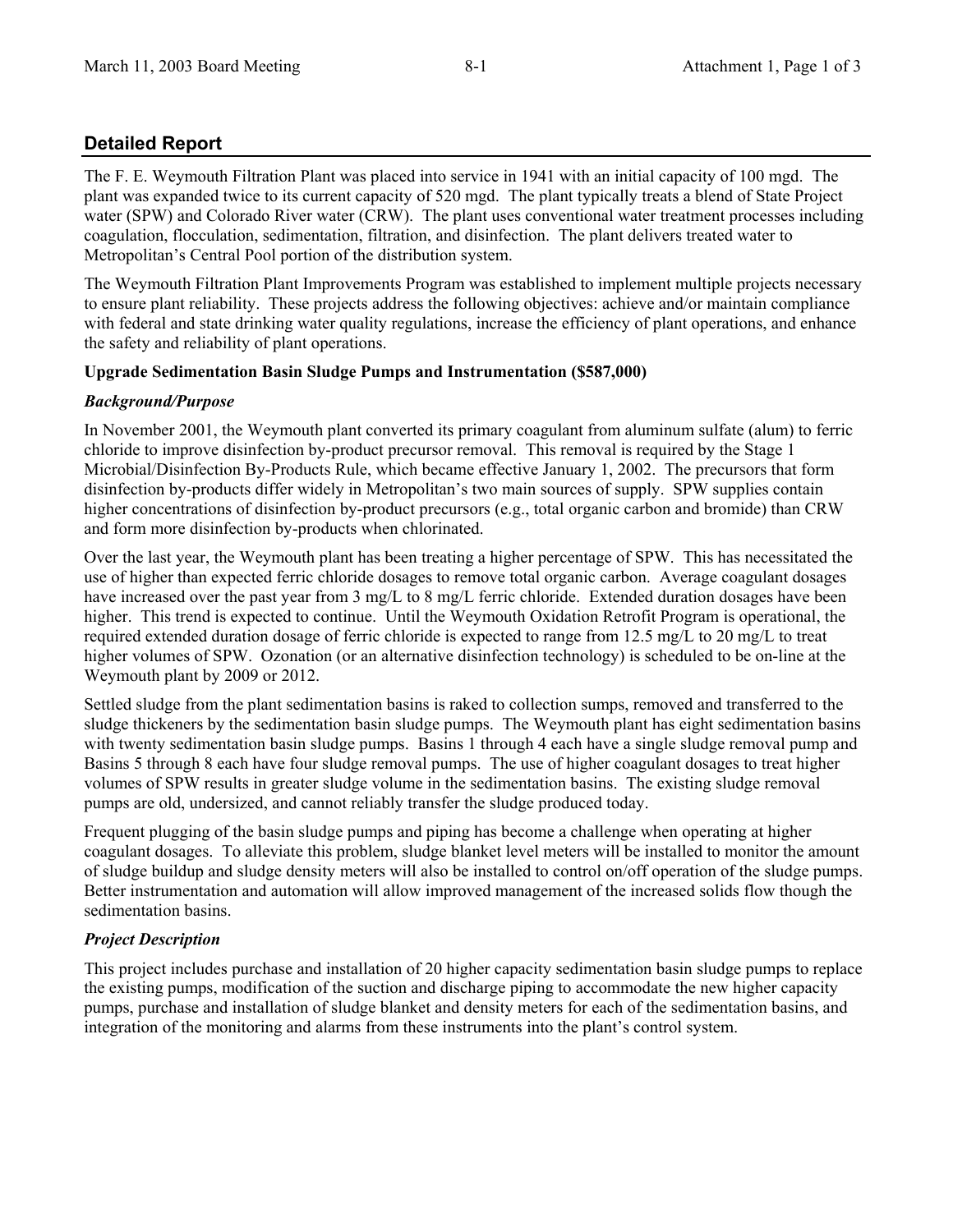## Detailed Report

The F. E. Weymouth Filtration Plant was placed into service in 1941 with an initial capacity of 100 mgd. The plant was expanded twice to its current capacity of 520 mgd. The plant typically treats a blend of State Project water (SPW) and Colorado River water (CRW). The plant uses conventional water treatment processes including coagulation, flocculation, sedimentation, filtration, and disinfection. The plant delivers treated water to Metropolitan's Central Pool portion of the distribution system.

The Weymouth Filtration Plant Improvements Program was established to implement multiple projects necessary to ensure plant reliability. These projects address the following objectives: achieve and/or maintain compliance with federal and state drinking water quality regulations, increase the efficiency of plant operations, and enhance the safety and reliability of plant operations.

**Upgrade Sedimentation Basin Sludge Pumps and Instrumentation ($587,000)**

***Background/Purpose***

In November 2001, the Weymouth plant converted its primary coagulant from aluminum sulfate (alum) to ferric chloride to improve disinfection by-product precursor removal. This removal is required by the Stage 1 Microbial/Disinfection By-Products Rule, which became effective January 1, 2002. The precursors that form disinfection by-products differ widely in Metropolitan's two main sources of supply. SPW supplies contain higher concentrations of disinfection by-product precursors (e.g., total organic carbon and bromide) than CRW and form more disinfection by-products when chlorinated.

Over the last year, the Weymouth plant has been treating a higher percentage of SPW. This has necessitated the use of higher than expected ferric chloride dosages to remove total organic carbon. Average coagulant dosages have increased over the past year from 3 mg/L to 8 mg/L ferric chloride. Extended duration dosages have been higher. This trend is expected to continue. Until the Weymouth Oxidation Retrofit Program is operational, the required extended duration dosage of ferric chloride is expected to range from 12.5 mg/L to 20 mg/L to treat higher volumes of SPW. Ozonation (or an alternative disinfection technology) is scheduled to be on-line at the Weymouth plant by 2009 or 2012.

Settled sludge from the plant sedimentation basins is raked to collection sumps, removed and transferred to the sludge thickeners by the sedimentation basin sludge pumps. The Weymouth plant has eight sedimentation basins with twenty sedimentation basin sludge pumps. Basins 1 through 4 each have a single sludge removal pump and Basins 5 through 8 each have four sludge removal pumps. The use of higher coagulant dosages to treat higher volumes of SPW results in greater sludge volume in the sedimentation basins. The existing sludge removal pumps are old, undersized, and cannot reliably transfer the sludge produced today.

Frequent plugging of the basin sludge pumps and piping has become a challenge when operating at higher coagulant dosages. To alleviate this problem, sludge blanket level meters will be installed to monitor the amount of sludge buildup and sludge density meters will also be installed to control on/off operation of the sludge pumps. Better instrumentation and automation will allow improved management of the increased solids flow though the sedimentation basins.

***Project Description***

This project includes purchase and installation of 20 higher capacity sedimentation basin sludge pumps to replace the existing pumps, modification of the suction and discharge piping to accommodate the new higher capacity pumps, purchase and installation of sludge blanket and density meters for each of the sedimentation basins, and integration of the monitoring and alarms from these instruments into the plant's control system.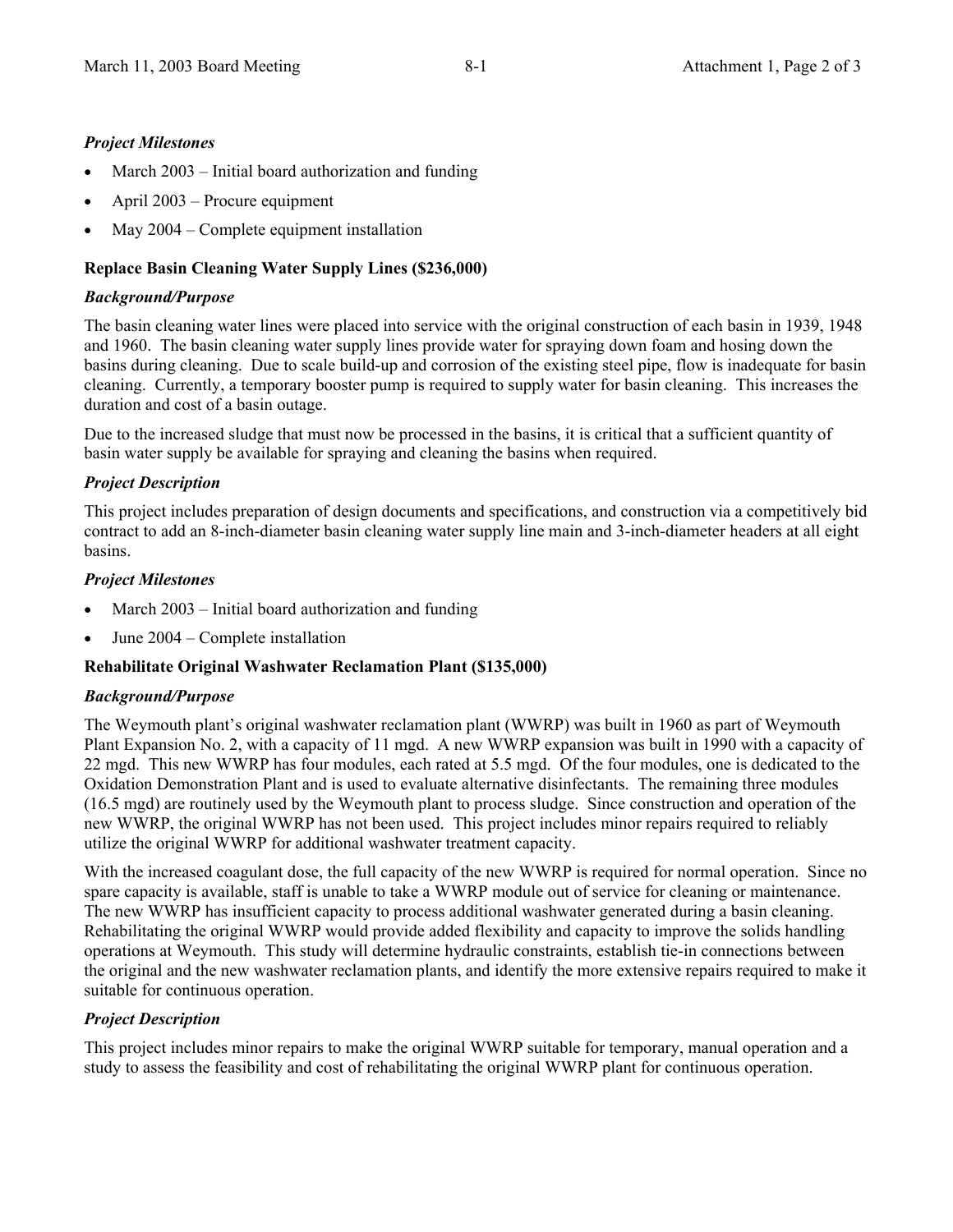*Project Milestones*

- March 2003 – Initial board authorization and funding
- April 2003 – Procure equipment
- May 2004 – Complete equipment installation

**Replace Basin Cleaning Water Supply Lines ($236,000)**

*Background/Purpose*

The basin cleaning water lines were placed into service with the original construction of each basin in 1939, 1948 and 1960. The basin cleaning water supply lines provide water for spraying down foam and hosing down the basins during cleaning. Due to scale build-up and corrosion of the existing steel pipe, flow is inadequate for basin cleaning. Currently, a temporary booster pump is required to supply water for basin cleaning. This increases the duration and cost of a basin outage.

Due to the increased sludge that must now be processed in the basins, it is critical that a sufficient quantity of basin water supply be available for spraying and cleaning the basins when required.

*Project Description*

This project includes preparation of design documents and specifications, and construction via a competitively bid contract to add an 8-inch-diameter basin cleaning water supply line main and 3-inch-diameter headers at all eight basins.

*Project Milestones*

- March 2003 – Initial board authorization and funding
- June 2004 – Complete installation

**Rehabilitate Original Washwater Reclamation Plant ($135,000)**

*Background/Purpose*

The Weymouth plant's original washwater reclamation plant (WWRP) was built in 1960 as part of Weymouth Plant Expansion No. 2, with a capacity of 11 mgd. A new WWRP expansion was built in 1990 with a capacity of 22 mgd. This new WWRP has four modules, each rated at 5.5 mgd. Of the four modules, one is dedicated to the Oxidation Demonstration Plant and is used to evaluate alternative disinfectants. The remaining three modules (16.5 mgd) are routinely used by the Weymouth plant to process sludge. Since construction and operation of the new WWRP, the original WWRP has not been used. This project includes minor repairs required to reliably utilize the original WWRP for additional washwater treatment capacity.

With the increased coagulant dose, the full capacity of the new WWRP is required for normal operation. Since no spare capacity is available, staff is unable to take a WWRP module out of service for cleaning or maintenance. The new WWRP has insufficient capacity to process additional washwater generated during a basin cleaning. Rehabilitating the original WWRP would provide added flexibility and capacity to improve the solids handling operations at Weymouth. This study will determine hydraulic constraints, establish tie-in connections between the original and the new washwater reclamation plants, and identify the more extensive repairs required to make it suitable for continuous operation.

*Project Description*

This project includes minor repairs to make the original WWRP suitable for temporary, manual operation and a study to assess the feasibility and cost of rehabilitating the original WWRP plant for continuous operation.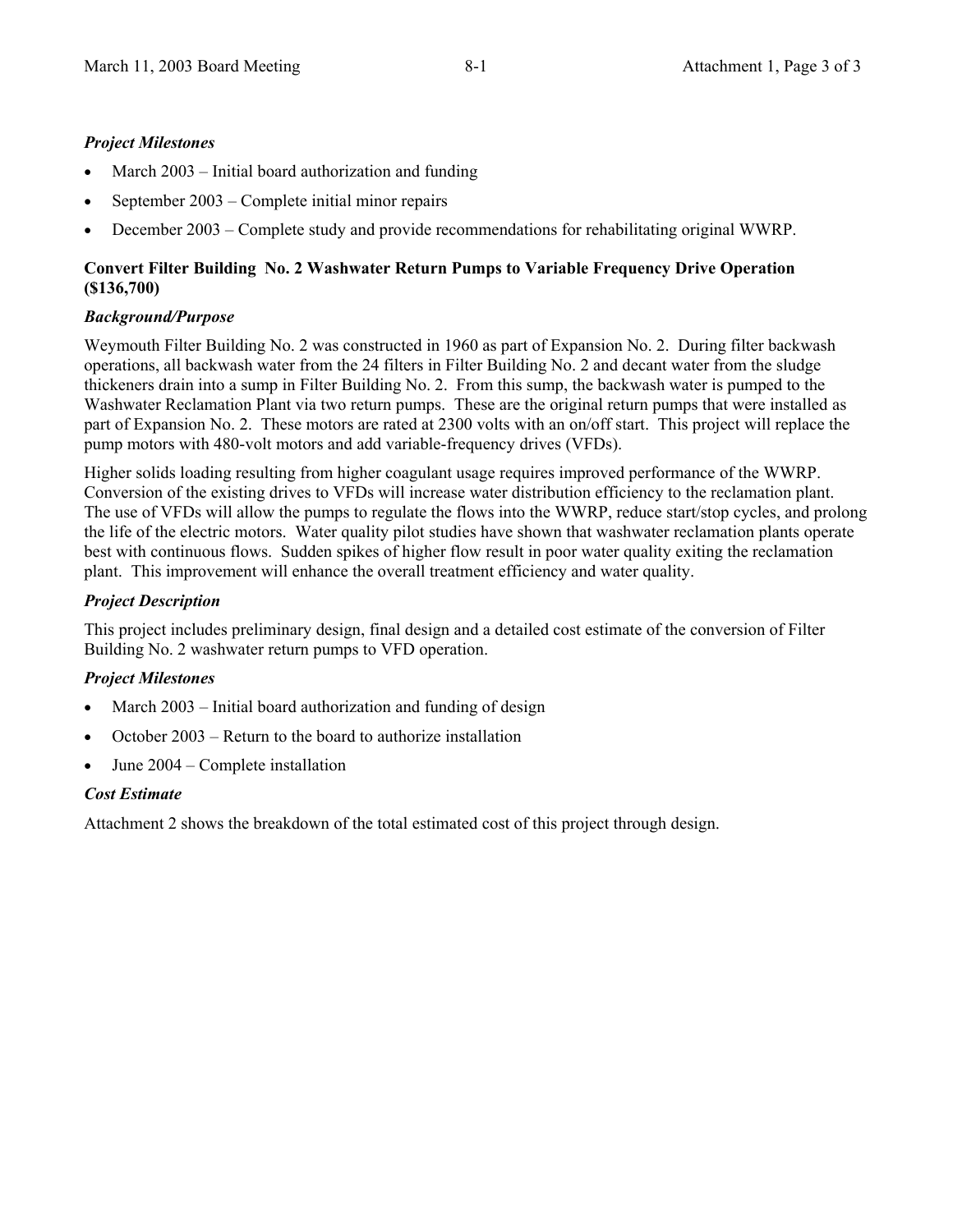*Project Milestones*

- March 2003 – Initial board authorization and funding
- September 2003 – Complete initial minor repairs
- December 2003 – Complete study and provide recommendations for rehabilitating original WWRP.

**Convert Filter Building No. 2 Washwater Return Pumps to Variable Frequency Drive Operation ($136,700)**

*Background/Purpose*

Weymouth Filter Building No. 2 was constructed in 1960 as part of Expansion No. 2. During filter backwash operations, all backwash water from the 24 filters in Filter Building No. 2 and decant water from the sludge thickeners drain into a sump in Filter Building No. 2. From this sump, the backwash water is pumped to the Washwater Reclamation Plant via two return pumps. These are the original return pumps that were installed as part of Expansion No. 2. These motors are rated at 2300 volts with an on/off start. This project will replace the pump motors with 480-volt motors and add variable-frequency drives (VFDs).

Higher solids loading resulting from higher coagulant usage requires improved performance of the WWRP. Conversion of the existing drives to VFDs will increase water distribution efficiency to the reclamation plant. The use of VFDs will allow the pumps to regulate the flows into the WWRP, reduce start/stop cycles, and prolong the life of the electric motors. Water quality pilot studies have shown that washwater reclamation plants operate best with continuous flows. Sudden spikes of higher flow result in poor water quality exiting the reclamation plant. This improvement will enhance the overall treatment efficiency and water quality.

*Project Description*

This project includes preliminary design, final design and a detailed cost estimate of the conversion of Filter Building No. 2 washwater return pumps to VFD operation.

*Project Milestones*

- March 2003 – Initial board authorization and funding of design
- October 2003 – Return to the board to authorize installation
- June 2004 – Complete installation

*Cost Estimate*

Attachment 2 shows the breakdown of the total estimated cost of this project through design.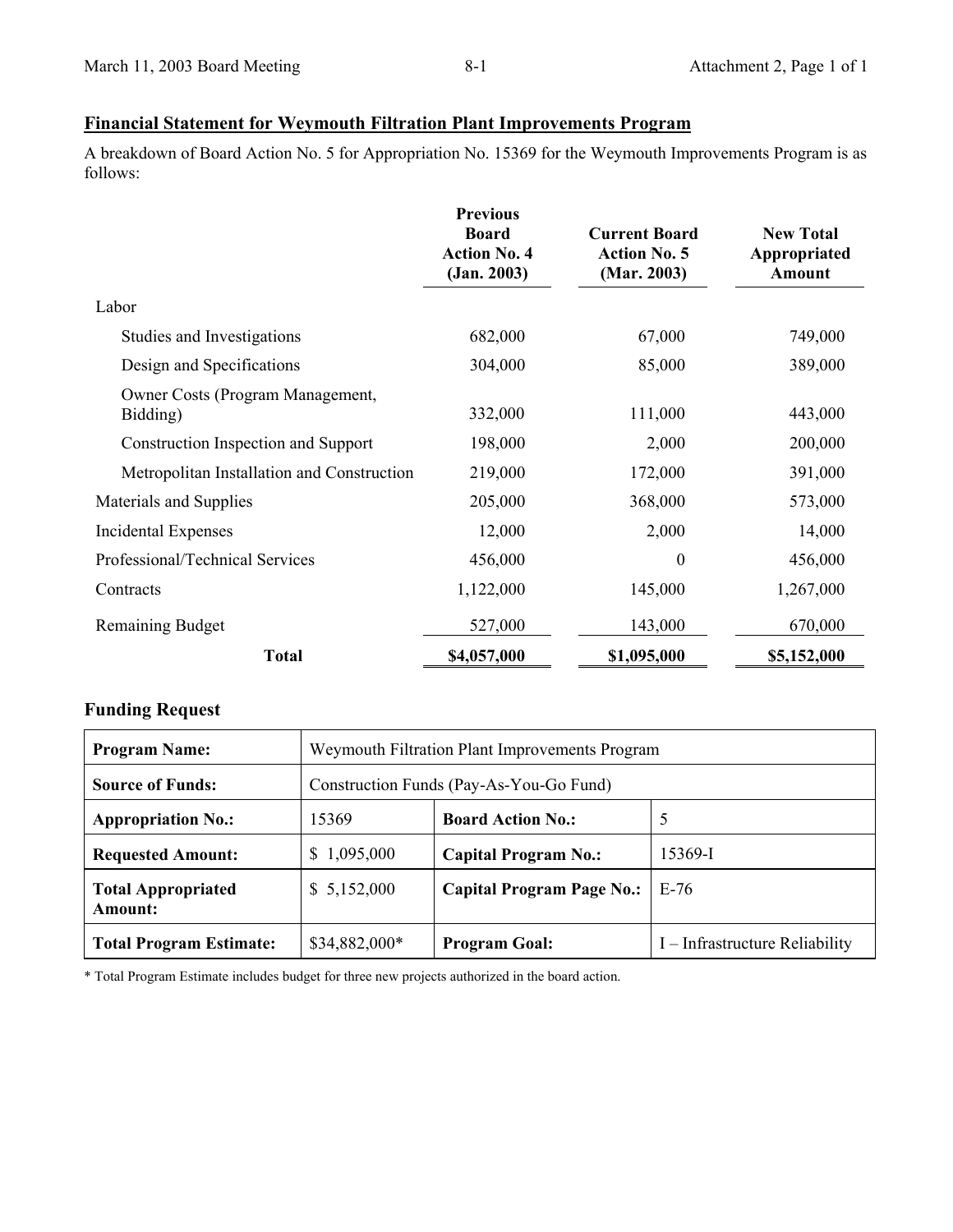## Financial Statement for Weymouth Filtration Plant Improvements Program

A breakdown of Board Action No. 5 for Appropriation No. 15369 for the Weymouth Improvements Program is as follows:

| | Previous Board Action No. 4 (Jan. 2003) | Current Board Action No. 5 (Mar. 2003) | New Total Appropriated Amount |
|---|---|---|---|
| Labor | | | |
| Studies and Investigations | 682,000 | 67,000 | 749,000 |
| Design and Specifications | 304,000 | 85,000 | 389,000 |
| Owner Costs (Program Management, Bidding) | 332,000 | 111,000 | 443,000 |
| Construction Inspection and Support | 198,000 | 2,000 | 200,000 |
| Metropolitan Installation and Construction | 219,000 | 172,000 | 391,000 |
| Materials and Supplies | 205,000 | 368,000 | 573,000 |
| Incidental Expenses | 12,000 | 2,000 | 14,000 |
| Professional/Technical Services | 456,000 | 0 | 456,000 |
| Contracts | 1,122,000 | 145,000 | 1,267,000 |
| Remaining Budget | 527,000 | 143,000 | 670,000 |
| **Total** | **$4,057,000** | **$1,095,000** | **$5,152,000** |

### Funding Request

| | | | |
|---|---|---|---|
| **Program Name:** | Weymouth Filtration Plant Improvements Program | | |
| **Source of Funds:** | Construction Funds (Pay-As-You-Go Fund) | | |
| **Appropriation No.:** | 15369 | **Board Action No.:** | 5 |
| **Requested Amount:** | $ 1,095,000 | **Capital Program No.:** | 15369-I |
| **Total Appropriated Amount:** | $ 5,152,000 | **Capital Program Page No.:** | E-76 |
| **Total Program Estimate:** | $34,882,000* | **Program Goal:** | I – Infrastructure Reliability |

* Total Program Estimate includes budget for three new projects authorized in the board action.